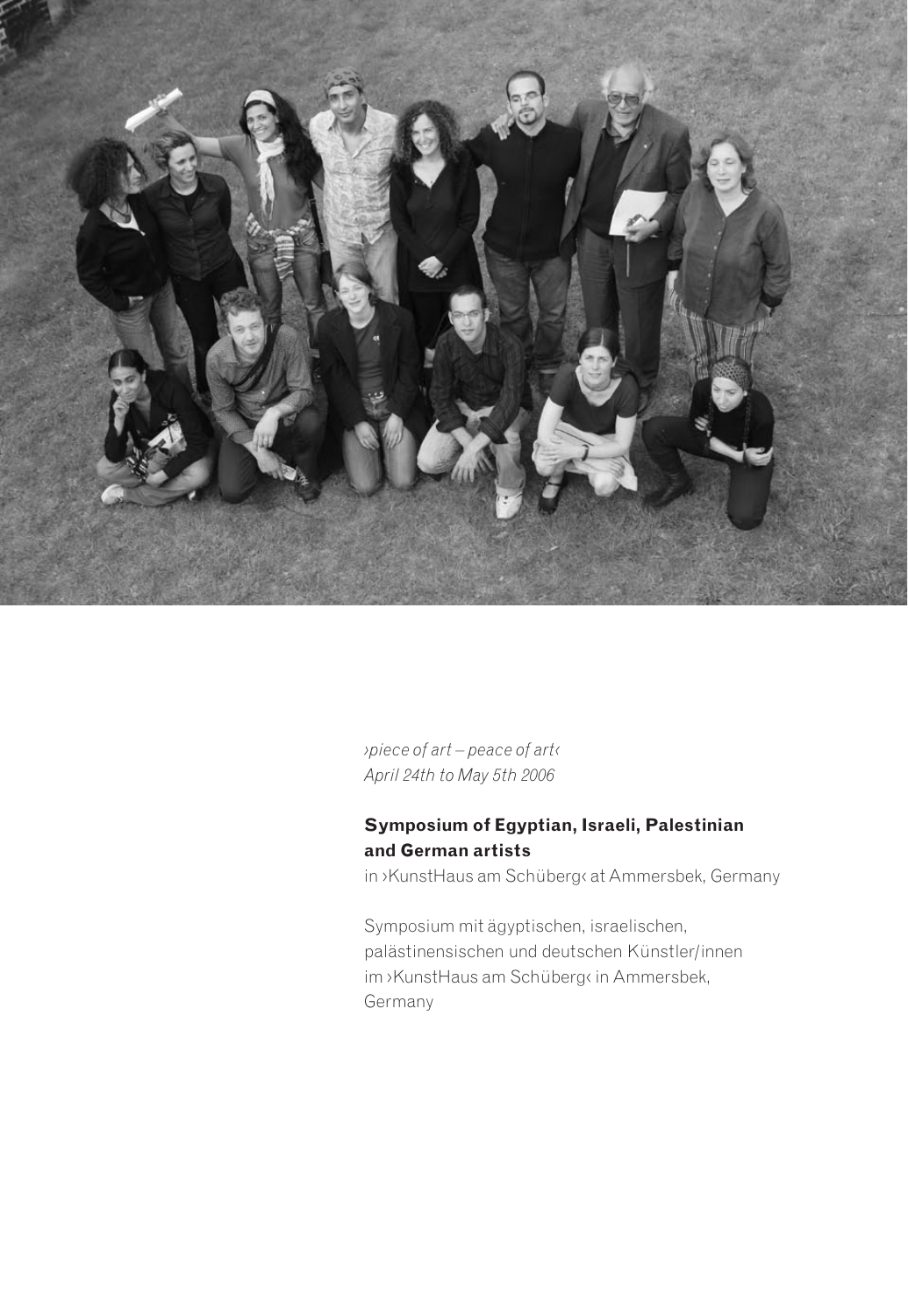*›piece of art – peace of art‹*
*April 24th to May 5th 2006*

**Symposium of Egyptian, Israeli, Palestinian and German artists**
in ›KunstHaus am Schüberg‹ at Ammersbek, Germany

Symposium mit ägyptischen, israelischen, palästinensischen und deutschen Künstler/innen im ›KunstHaus am Schüberg‹ in Ammersbek, Germany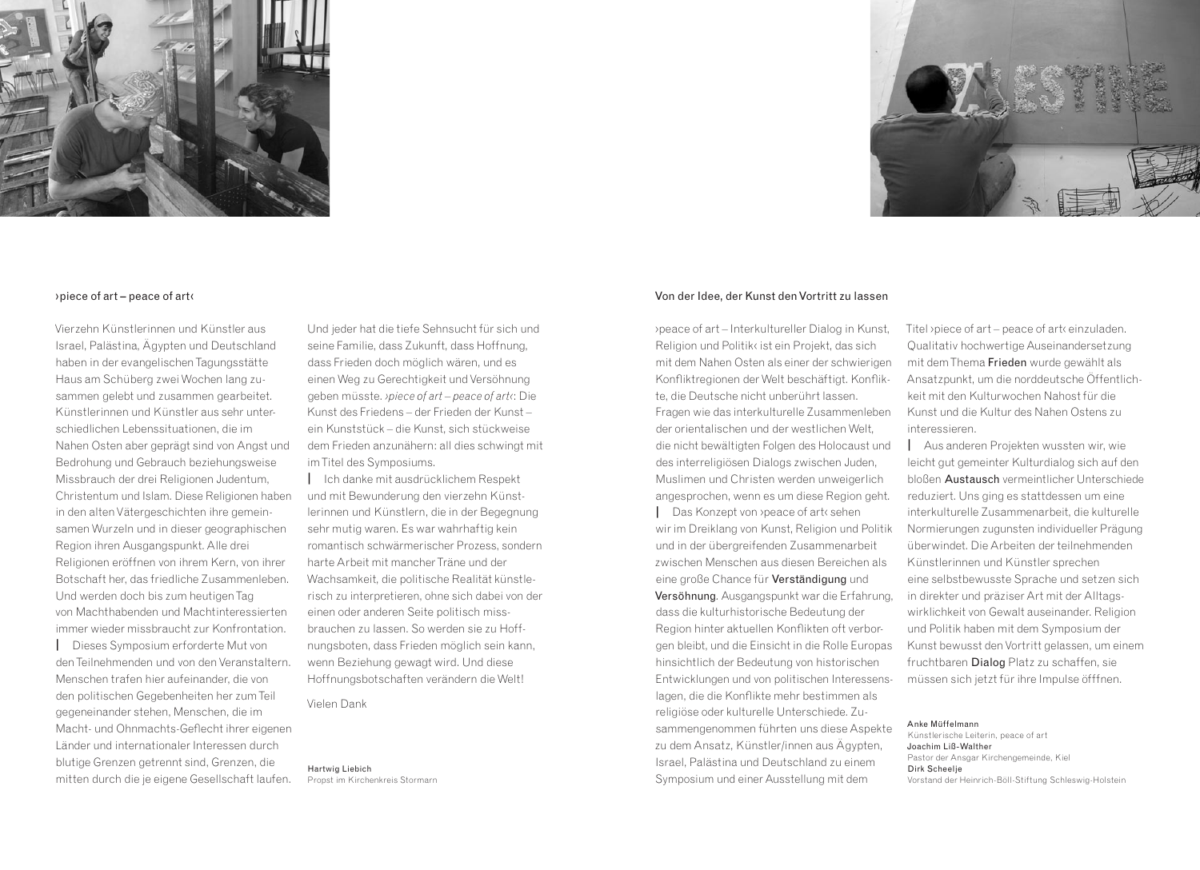## ›piece of art – peace of art‹

Vierzehn Künstlerinnen und Künstler aus Israel, Palästina, Ägypten und Deutschland haben in der evangelischen Tagungsstätte Haus am Schüberg zwei Wochen lang zusammen gelebt und zusammen gearbeitet. Künstlerinnen und Künstler aus sehr unterschiedlichen Lebenssituationen, die im Nahen Osten aber geprägt sind von Angst und Bedrohung und Gebrauch beziehungsweise Missbrauch der drei Religionen Judentum, Christentum und Islam. Diese Religionen haben in den alten Vätergeschichten ihre gemeinsamen Wurzeln und in dieser geographischen Region ihren Ausgangspunkt. Alle drei Religionen eröffnen von ihrem Kern, von ihrer Botschaft her, das friedliche Zusammenleben. Und werden doch bis zum heutigen Tag von Machthabenden und Machtinteressierten immer wieder missbraucht zur Konfrontation.

| Dieses Symposium erforderte Mut von den Teilnehmenden und von den Veranstaltern. Menschen trafen hier aufeinander, die von den politischen Gegebenheiten her zum Teil gegeneinander stehen, Menschen, die im Macht- und Ohnmachts-Geflecht ihrer eigenen Länder und internationaler Interessen durch blutige Grenzen getrennt sind, Grenzen, die mitten durch die je eigene Gesellschaft laufen. Und jeder hat die tiefe Sehnsucht für sich und seine Familie, dass Zukunft, dass Hoffnung, dass Frieden doch möglich wären, und es einen Weg zu Gerechtigkeit und Versöhnung geben müsste. *›piece of art – peace of art‹*: Die Kunst des Friedens – der Frieden der Kunst – ein Kunststück – die Kunst, sich stückweise dem Frieden anzunähern: all dies schwingt mit im Titel des Symposiums.

| Ich danke mit ausdrücklichem Respekt und mit Bewunderung den vierzehn Künstlerinnen und Künstlern, die in der Begegnung sehr mutig waren. Es war wahrhaftig kein romantisch schwärmerischer Prozess, sondern harte Arbeit mit mancher Träne und der Wachsamkeit, die politische Realität künstlerisch zu interpretieren, ohne sich dabei von der einen oder anderen Seite politisch missbrauchen zu lassen. So werden sie zu Hoffnungsboten, dass Frieden möglich sein kann, wenn Beziehung gewagt wird. Und diese Hoffnungsbotschaften verändern die Welt!

Vielen Dank

Hartwig Liebich
Propst im Kirchenkreis Stormarn

## Von der Idee, der Kunst den Vortritt zu lassen

›peace of art – Interkultureller Dialog in Kunst, Religion und Politik‹ ist ein Projekt, das sich mit dem Nahen Osten als einer der schwierigen Konfliktregionen der Welt beschäftigt. Konflikte, die Deutsche nicht unberührt lassen. Fragen wie das interkulturelle Zusammenleben der orientalischen und der westlichen Welt, die nicht bewältigten Folgen des Holocaust und des interreligiösen Dialogs zwischen Juden, Muslimen und Christen werden unweigerlich angesprochen, wenn es um diese Region geht.

| Das Konzept von ›peace of art‹ sehen wir im Dreiklang von Kunst, Religion und Politik und in der übergreifenden Zusammenarbeit zwischen Menschen aus diesen Bereichen als eine große Chance für **Verständigung** und **Versöhnung**. Ausgangspunkt war die Erfahrung, dass die kulturhistorische Bedeutung der Region hinter aktuellen Konflikten oft verborgen bleibt, und die Einsicht in die Rolle Europas hinsichtlich der Bedeutung von historischen Entwicklungen und von politischen Interessenslagen, die die Konflikte mehr bestimmen als religiöse oder kulturelle Unterschiede. Zusammengenommen führten uns diese Aspekte zu dem Ansatz, Künstler/innen aus Ägypten, Israel, Palästina und Deutschland zu einem Symposium und einer Ausstellung mit dem Titel ›piece of art – peace of art‹ einzuladen. Qualitativ hochwertige Auseinandersetzung mit dem Thema **Frieden** wurde gewählt als Ansatzpunkt, um die norddeutsche Öffentlichkeit mit den Kulturwochen Nahost für die Kunst und die Kultur des Nahen Ostens zu interessieren.

| Aus anderen Projekten wussten wir, wie leicht gut gemeinter Kulturdialog sich auf den bloßen **Austausch** vermeintlicher Unterschiede reduziert. Uns ging es stattdessen um eine interkulturelle Zusammenarbeit, die kulturelle Normierungen zugunsten individueller Prägung überwindet. Die Arbeiten der teilnehmenden Künstlerinnen und Künstler sprechen eine selbstbewusste Sprache und setzen sich in direkter und präziser Art mit der Alltagswirklichkeit von Gewalt auseinander. Religion und Politik haben mit dem Symposium der Kunst bewusst den Vortritt gelassen, um einem fruchtbaren **Dialog** Platz zu schaffen, sie müssen sich jetzt für ihre Impulse öffnen.

Anke Müffelmann
Künstlerische Leiterin, peace of art

Joachim Liß-Walther
Pastor der Ansgar Kirchengemeinde, Kiel

Dirk Scheelje
Vorstand der Heinrich-Böll-Stiftung Schleswig-Holstein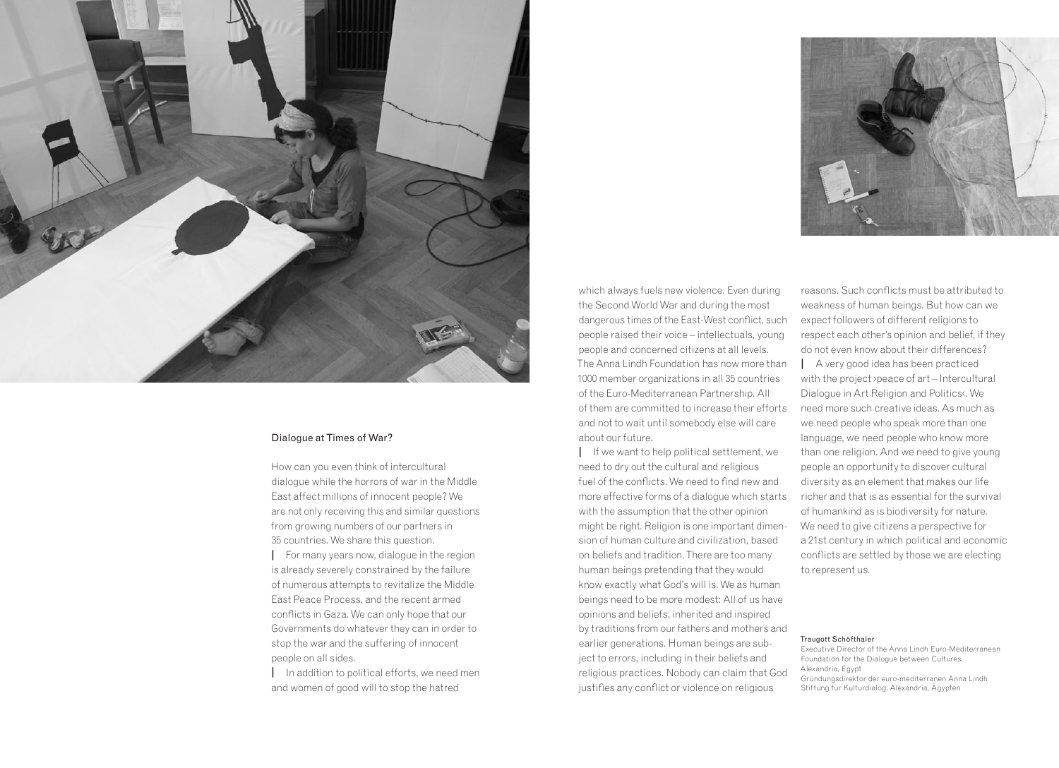## Dialogue at Times of War?

How can you even think of intercultural dialogue while the horrors of war in the Middle East affect millions of innocent people? We are not only receiving this and similar questions from growing numbers of our partners in 35 countries. We share this question.

| For many years now, dialogue in the region is already severely constrained by the failure of numerous attempts to revitalize the Middle East Peace Process, and the recent armed conflicts in Gaza. We can only hope that our Governments do whatever they can in order to stop the war and the suffering of innocent people on all sides.

| In addition to political efforts, we need men and women of good will to stop the hatred which always fuels new violence. Even during the Second World War and during the most dangerous times of the East-West conflict, such people raised their voice – intellectuals, young people and concerned citizens at all levels. The Anna Lindh Foundation has now more than 1000 member organizations in all 35 countries of the Euro-Mediterranean Partnership. All of them are committed to increase their efforts and not to wait until somebody else will care about our future.

| If we want to help political settlement, we need to dry out the cultural and religious fuel of the conflicts. We need to find new and more effective forms of a dialogue which starts with the assumption that the other opinion might be right. Religion is one important dimension of human culture and civilization, based on beliefs and tradition. There are too many human beings pretending that they would know exactly what God's will is. We as human beings need to be more modest: All of us have opinions and beliefs, inherited and inspired by traditions from our fathers and mothers and earlier generations. Human beings are subject to errors, including in their beliefs and religious practices. Nobody can claim that God justifies any conflict or violence on religious reasons. Such conflicts must be attributed to weakness of human beings. But how can we expect followers of different religions to respect each other's opinion and belief, if they do not even know about their differences?

| A very good idea has been practiced with the project ›peace of art – Intercultural Dialogue in Art Religion and Politics‹. We need more such creative ideas. As much as we need people who speak more than one language, we need people who know more than one religion. And we need to give young people an opportunity to discover cultural diversity as an element that makes our life richer and that is as essential for the survival of humankind as is biodiversity for nature. We need to give citizens a perspective for a 21st century in which political and economic conflicts are settled by those we are electing to represent us.

**Traugott Schöfthaler**
Executive Director of the Anna Lindh Euro-Mediterranean Foundation for the Dialogue between Cultures, Alexandria, Egypt
Gründungsdirektor der euro-mediterranen Anna Lindh Stiftung für Kulturdialog, Alexandria, Ägypten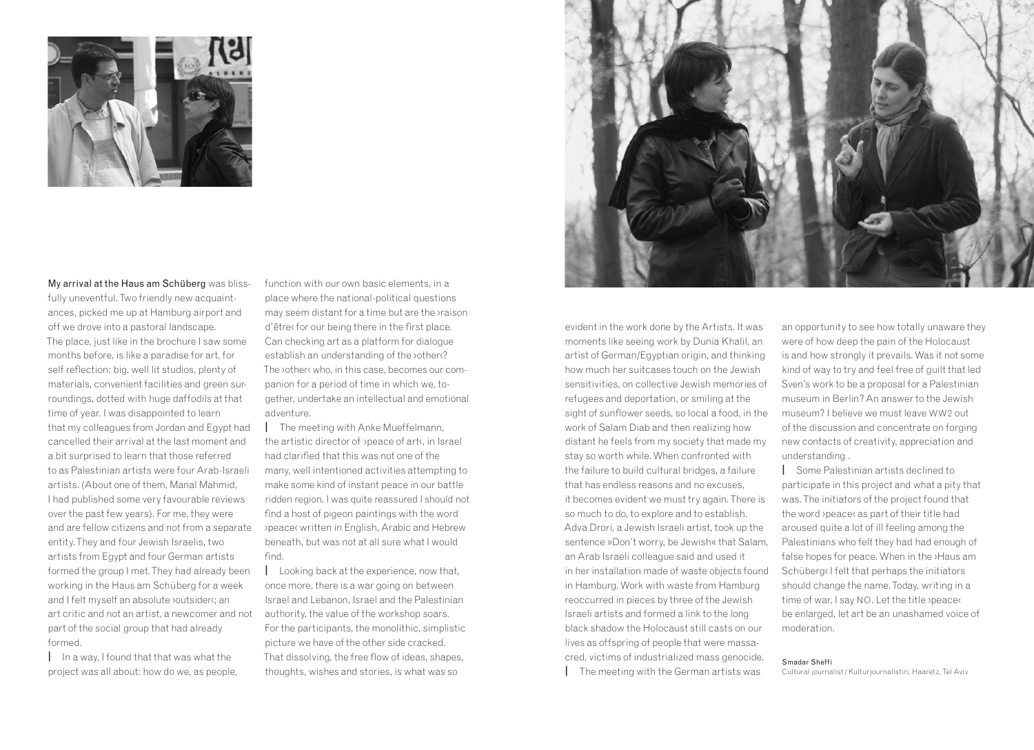My arrival at the Haus am Schüberg was blissfully uneventful. Two friendly new acquaintances, picked me up at Hamburg airport and off we drove into a pastoral landscape. The place, just like in the brochure I saw some months before, is like a paradise for art, for self reflection: big, well lit studios, plenty of materials, convenient facilities and green surroundings, dotted with huge daffodils at that time of year. I was disappointed to learn that my colleagues from Jordan and Egypt had cancelled their arrival at the last moment and a bit surprised to learn that those referred to as Palestinian artists were four Arab-Israeli artists. (About one of them, Manal Mahmid, I had published some very favourable reviews over the past few years). For me, they were and are fellow citizens and not from a separate entity. They and four Jewish Israelis, two artists from Egypt and four German artists formed the group I met. They had already been working in the Haus am Schüberg for a week and I felt myself an absolute ›outsider‹; an art critic and not an artist, a newcomer and not part of the social group that had already formed.

In a way, I found that that was what the project was all about: how do we, as people, function with our own basic elements, in a place where the national-political questions may seem distant for a time but are the ›raison d'être‹ for our being there in the first place. Can checking art as a platform for dialogue establish an understanding of the ›other‹? The ›other‹ who, in this case, becomes our companion for a period of time in which we, together, undertake an intellectual and emotional adventure.

The meeting with Anke Mueffelmann, the artistic director of ›peace of art‹, in Israel had clarified that this was not one of the many, well intentioned activities attempting to make some kind of instant peace in our battle ridden region. I was quite reassured I should not find a host of pigeon paintings with the word ›peace‹ written in English, Arabic and Hebrew beneath, but was not at all sure what I would find.

Looking back at the experience, now that, once more, there is a war going on between Israel and Lebanon, Israel and the Palestinian authority, the value of the workshop soars. For the participants, the monolithic, simplistic picture we have of the other side cracked. That dissolving, the free flow of ideas, shapes, thoughts, wishes and stories, is what was so evident in the work done by the Artists. It was moments like seeing work by Dunia Khalil, an artist of German/Egyptian origin, and thinking how much her suitcases touch on the Jewish sensitivities, on collective Jewish memories of refugees and deportation, or smiling at the sight of sunflower seeds, so local a food, in the work of Salam Diab and then realizing how distant he feels from my society that made my stay so worth while. When confronted with the failure to build cultural bridges, a failure that has endless reasons and no excuses, it becomes evident we must try again. There is so much to do, to explore and to establish. Adva Drori, a Jewish Israeli artist, took up the sentence »Don't worry, be Jewish« that Salam, an Arab Israeli colleague said and used it in her installation made of waste objects found in Hamburg. Work with waste from Hamburg reoccurred in pieces by three of the Jewish Israeli artists and formed a link to the long black shadow the Holocaust still casts on our lives as offspring of people that were massacred, victims of industrialized mass genocide.

The meeting with the German artists was an opportunity to see how totally unaware they were of how deep the pain of the Holocaust is and how strongly it prevails. Was it not some kind of way to try and feel free of guilt that led Sven's work to be a proposal for a Palestinian museum in Berlin? An answer to the Jewish museum? I believe we must leave WW2 out of the discussion and concentrate on forging new contacts of creativity, appreciation and understanding .

Some Palestinian artists declined to participate in this project and what a pity that was. The initiators of the project found that the word ›peace‹ as part of their title had aroused quite a lot of ill feeling among the Palestinians who felt they had had enough of false hopes for peace. When in the ›Haus am Schüberg‹ I felt that perhaps the initiators should change the name. Today, writing in a time of war, I say NO. Let the title ›peace‹ be enlarged, let art be an unashamed voice of moderation.

Smadar Sheffi
Cultural journalist / Kulturjournalistin, Haaretz, Tel Aviv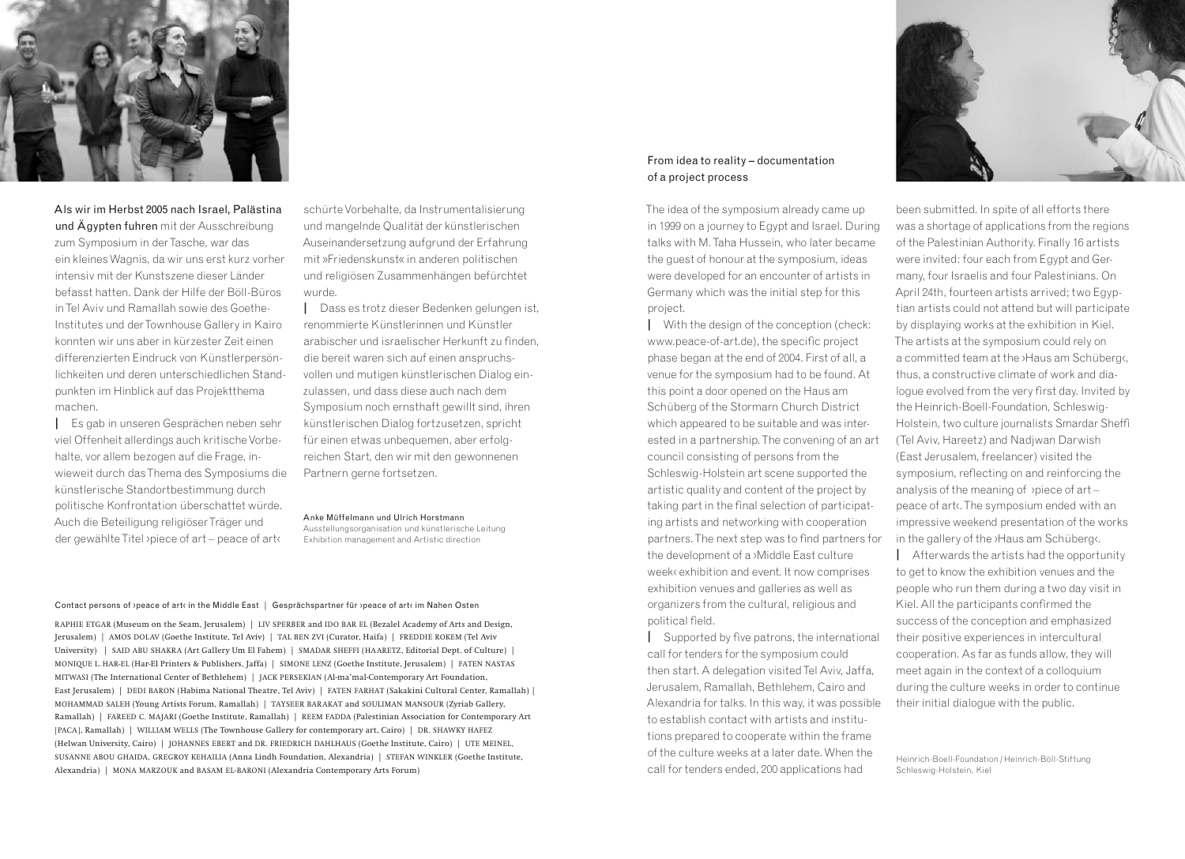**Als wir im Herbst 2005 nach Israel, Palästina und Ägypten fuhren** mit der Ausschreibung zum Symposium in der Tasche, war das ein kleines Wagnis, da wir uns erst kurz vorher intensiv mit der Kunstszene dieser Länder befasst hatten. Dank der Hilfe der Böll-Büros in Tel Aviv und Ramallah sowie des Goethe-Institutes und der Townhouse Gallery in Kairo konnten wir uns aber in kürzester Zeit einen differenzierten Eindruck von Künstlerpersönlichkeiten und deren unterschiedlichen Standpunkten im Hinblick auf das Projektthema machen.

| Es gab in unseren Gesprächen neben sehr viel Offenheit allerdings auch kritische Vorbehalte, vor allem bezogen auf die Frage, inwieweit durch das Thema des Symposiums die künstlerische Standortbestimmung durch politische Konfrontation überschattet würde. Auch die Beteiligung religiöser Träger und der gewählte Titel ›piece of art – peace of art‹ schürte Vorbehalte, da Instrumentalisierung und mangelnde Qualität der künstlerischen Auseinandersetzung aufgrund der Erfahrung mit »Friedenskunst« in anderen politischen und religiösen Zusammenhängen befürchtet wurde.

| Dass es trotz dieser Bedenken gelungen ist, renommierte Künstlerinnen und Künstler arabischer und israelischer Herkunft zu finden, die bereit waren sich auf einen anspruchsvollen und mutigen künstlerischen Dialog einzulassen, und dass diese auch nach dem Symposium noch ernsthaft gewillt sind, ihren künstlerischen Dialog fortzusetzen, spricht für einen etwas unbequemen, aber erfolgreichen Start, den wir mit den gewonnenen Partnern gerne fortsetzen.

Anke Müffelmann und Ulrich Horstmann
Ausstellungsorganisation und künstlerische Leitung
Exhibition management and Artistic direction

Contact persons of ›peace of art‹ in the Middle East | Gesprächspartner für ›peace of art‹ im Nahen Osten

RAPHIE ETGAR (Museum on the Seam, Jerusalem) | LIV SPERBER and IDO BAR EL (Bezalel Academy of Arts and Design, Jerusalem) | AMOS DOLAV (Goethe Institute, Tel Aviv) | TAL BEN ZVI (Curator, Haifa) | FREDDIE ROKEM (Tel Aviv University) | SAID ABU SHAKRA (Art Gallery Um El Fahem) | SMADAR SHEFFI (HAARETZ, Editorial Dept. of Culture) | MONIQUE L. HAR-EL (Har-El Printers & Publishers, Jaffa) | SIMONE LENZ (Goethe Institute, Jerusalem) | FATEN NASTAS MITWASI (The International Center of Bethlehem) | JACK PERSEKIAN (Al-ma'mal-Contemporary Art Foundation, East Jerusalem) | DEDI BARON (Habima National Theatre, Tel Aviv) | FATEN FARHAT (Sakakini Cultural Center, Ramallah) | MOHAMMAD SALEH (Young Artists Forum, Ramallah) | TAYSEER BARAKAT and SOULIMAN MANSOUR (Zyriab Gallery, Ramallah) | FAREED C. MAJARI (Goethe Institute, Ramallah) | REEM FADDA (Palestinian Association for Contemporary Art [PACA], Ramallah) | WILLIAM WELLS (The Townhouse Gallery for contemporary art, Cairo) | DR. SHAWKY HAFEZ (Helwan University, Cairo) | JOHANNES EBERT and DR. FRIEDRICH DAHLHAUS (Goethe Institute, Cairo) | UTE MEINEL, SUSANNE ABOU GHAIDA, GREGROY KEHAILIA (Anna Lindh Foundation, Alexandria) | STEFAN WINKLER (Goethe Institute, Alexandria) | MONA MARZOUK and BASAM EL-BARONI (Alexandria Contemporary Arts Forum)

## From idea to reality – documentation of a project process

The idea of the symposium already came up in 1999 on a journey to Egypt and Israel. During talks with M. Taha Hussein, who later became the guest of honour at the symposium, ideas were developed for an encounter of artists in Germany which was the initial step for this project.

| With the design of the conception (check: www.peace-of-art.de), the specific project phase began at the end of 2004. First of all, a venue for the symposium had to be found. At this point a door opened on the Haus am Schüberg of the Stormarn Church District which appeared to be suitable and was interested in a partnership. The convening of an art council consisting of persons from the Schleswig-Holstein art scene supported the artistic quality and content of the project by taking part in the final selection of participating artists and networking with cooperation partners. The next step was to find partners for the development of a ›Middle East culture week‹ exhibition and event. It now comprises exhibition venues and galleries as well as organizers from the cultural, religious and political field.

| Supported by five patrons, the international call for tenders for the symposium could then start. A delegation visited Tel Aviv, Jaffa, Jerusalem, Ramallah, Bethlehem, Cairo and Alexandria for talks. In this way, it was possible to establish contact with artists and institutions prepared to cooperate within the frame of the culture weeks at a later date. When the call for tenders ended, 200 applications had been submitted. In spite of all efforts there was a shortage of applications from the regions of the Palestinian Authority. Finally 16 artists were invited: four each from Egypt and Germany, four Israelis and four Palestinians. On April 24th, fourteen artists arrived; two Egyptian artists could not attend but will participate by displaying works at the exhibition in Kiel. The artists at the symposium could rely on a committed team at the ›Haus am Schüberg‹, thus, a constructive climate of work and dialogue evolved from the very first day. Invited by the Heinrich-Boell-Foundation, Schleswig-Holstein, two culture journalists Smardar Sheffi (Tel Aviv, Hareetz) and Nadjwan Darwish (East Jerusalem, freelancer) visited the symposium, reflecting on and reinforcing the analysis of the meaning of ›piece of art – peace of art‹. The symposium ended with an impressive weekend presentation of the works in the gallery of the ›Haus am Schüberg‹.

| Afterwards the artists had the opportunity to get to know the exhibition venues and the people who run them during a two day visit in Kiel. All the participants confirmed the success of the conception and emphasized their positive experiences in intercultural cooperation. As far as funds allow, they will meet again in the context of a colloquium during the culture weeks in order to continue their initial dialogue with the public.

Heinrich-Boell-Foundation / Heinrich-Böll-Stiftung
Schleswig-Holstein, Kiel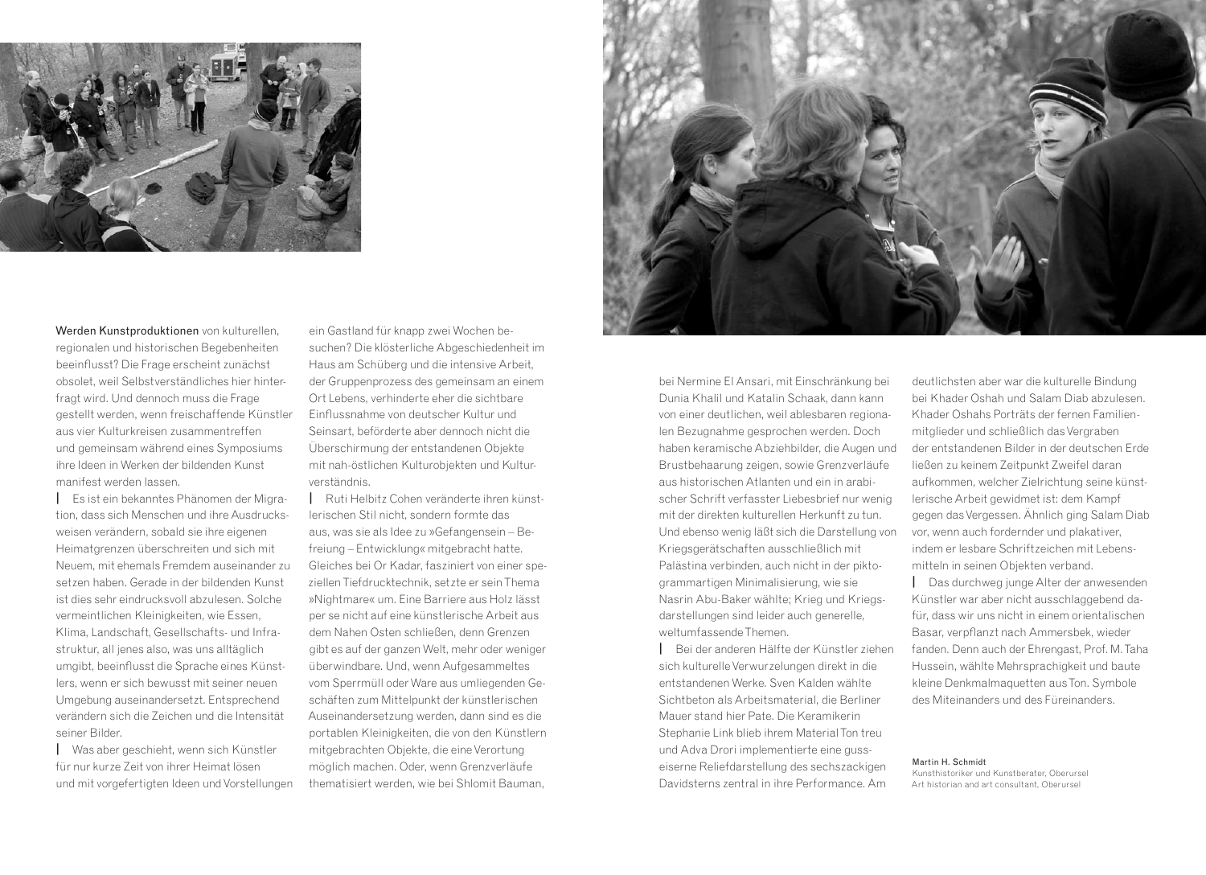**Werden Kunstproduktionen** von kulturellen, regionalen und historischen Begebenheiten beeinflusst? Die Frage erscheint zunächst obsolet, weil Selbstverständliches hier hinterfragt wird. Und dennoch muss die Frage gestellt werden, wenn freischaffende Künstler aus vier Kulturkreisen zusammentreffen und gemeinsam während eines Symposiums ihre Ideen in Werken der bildenden Kunst manifest werden lassen.

Es ist ein bekanntes Phänomen der Migration, dass sich Menschen und ihre Ausdrucksweisen verändern, sobald sie ihre eigenen Heimatgrenzen überschreiten und sich mit Neuem, mit ehemals Fremdem auseinander zu setzen haben. Gerade in der bildenden Kunst ist dies sehr eindrucksvoll abzulesen. Solche vermeintlichen Kleinigkeiten, wie Essen, Klima, Landschaft, Gesellschafts- und Infrastruktur, all jenes also, was uns alltäglich umgibt, beeinflusst die Sprache eines Künstlers, wenn er sich bewusst mit seiner neuen Umgebung auseinandersetzt. Entsprechend verändern sich die Zeichen und die Intensität seiner Bilder.

Was aber geschieht, wenn sich Künstler für nur kurze Zeit von ihrer Heimat lösen und mit vorgefertigten Ideen und Vorstellungen ein Gastland für knapp zwei Wochen besuchen? Die klösterliche Abgeschiedenheit im Haus am Schüberg und die intensive Arbeit, der Gruppenprozess des gemeinsam an einem Ort Lebens, verhinderte eher die sichtbare Einflussnahme von deutscher Kultur und Seinsart, beförderte aber dennoch nicht die Überschirmung der entstandenen Objekte mit nah-östlichen Kulturobjekten und Kulturverständnis.

Ruti Helbitz Cohen veränderte ihren künstlerischen Stil nicht, sondern formte das aus, was sie als Idee zu »Gefangensein – Befreiung – Entwicklung« mitgebracht hatte. Gleiches bei Or Kadar, fasziniert von einer speziellen Tiefdrucktechnik, setzte er sein Thema »Nightmare« um. Eine Barriere aus Holz lässt per se nicht auf eine künstlerische Arbeit aus dem Nahen Osten schließen, denn Grenzen gibt es auf der ganzen Welt, mehr oder weniger überwindbare. Und, wenn Aufgesammeltes vom Sperrmüll oder Ware aus umliegenden Geschäften zum Mittelpunkt der künstlerischen Auseinandersetzung werden, dann sind es die portablen Kleinigkeiten, die von den Künstlern mitgebrachten Objekte, die eine Verortung möglich machen. Oder, wenn Grenzverläufe thematisiert werden, wie bei Shlomit Bauman, bei Nermine El Ansari, mit Einschränkung bei Dunia Khalil und Katalin Schaak, dann kann von einer deutlichen, weil ablesbaren regionalen Bezugnahme gesprochen werden. Doch haben keramische Abziehbilder, die Augen und Brustbehaarung zeigen, sowie Grenzverläufe aus historischen Atlanten und ein in arabischer Schrift verfasster Liebesbrief nur wenig mit der direkten kulturellen Herkunft zu tun. Und ebenso wenig läßt sich die Darstellung von Kriegsgerätschaften ausschließlich mit Palästina verbinden, auch nicht in der piktogrammartigen Minimalisierung, wie sie Nasrin Abu-Baker wählte; Krieg und Kriegsdarstellungen sind leider auch generelle, weltumfassende Themen.

Bei der anderen Hälfte der Künstler ziehen sich kulturelle Verwurzelungen direkt in die entstandenen Werke. Sven Kalden wählte Sichtbeton als Arbeitsmaterial, die Berliner Mauer stand hier Pate. Die Keramikerin Stephanie Link blieb ihrem Material Ton treu und Adva Drori implementierte eine gusseiserne Reliefdarstellung des sechszackigen Davidsterns zentral in ihre Performance. Am deutlichsten aber war die kulturelle Bindung bei Khader Oshah und Salam Diab abzulesen. Khader Oshahs Porträts der fernen Familienmitglieder und schließlich das Vergraben der entstandenen Bilder in der deutschen Erde ließen zu keinem Zeitpunkt Zweifel daran aufkommen, welcher Zielrichtung seine künstlerische Arbeit gewidmet ist: dem Kampf gegen das Vergessen. Ähnlich ging Salam Diab vor, wenn auch fordernder und plakativer, indem er lesbare Schriftzeichen mit Lebensmitteln in seinen Objekten verband.

Das durchweg junge Alter der anwesenden Künstler war aber nicht ausschlaggebend dafür, dass wir uns nicht in einem orientalischen Basar, verpflanzt nach Ammersbek, wieder fanden. Denn auch der Ehrengast, Prof. M. Taha Hussein, wählte Mehrsprachigkeit und baute kleine Denkmalmaquetten aus Ton. Symbole des Miteinanders und des Füreinanders.

Martin H. Schmidt
Kunsthistoriker und Kunstberater, Oberursel
Art historian and art consultant, Oberursel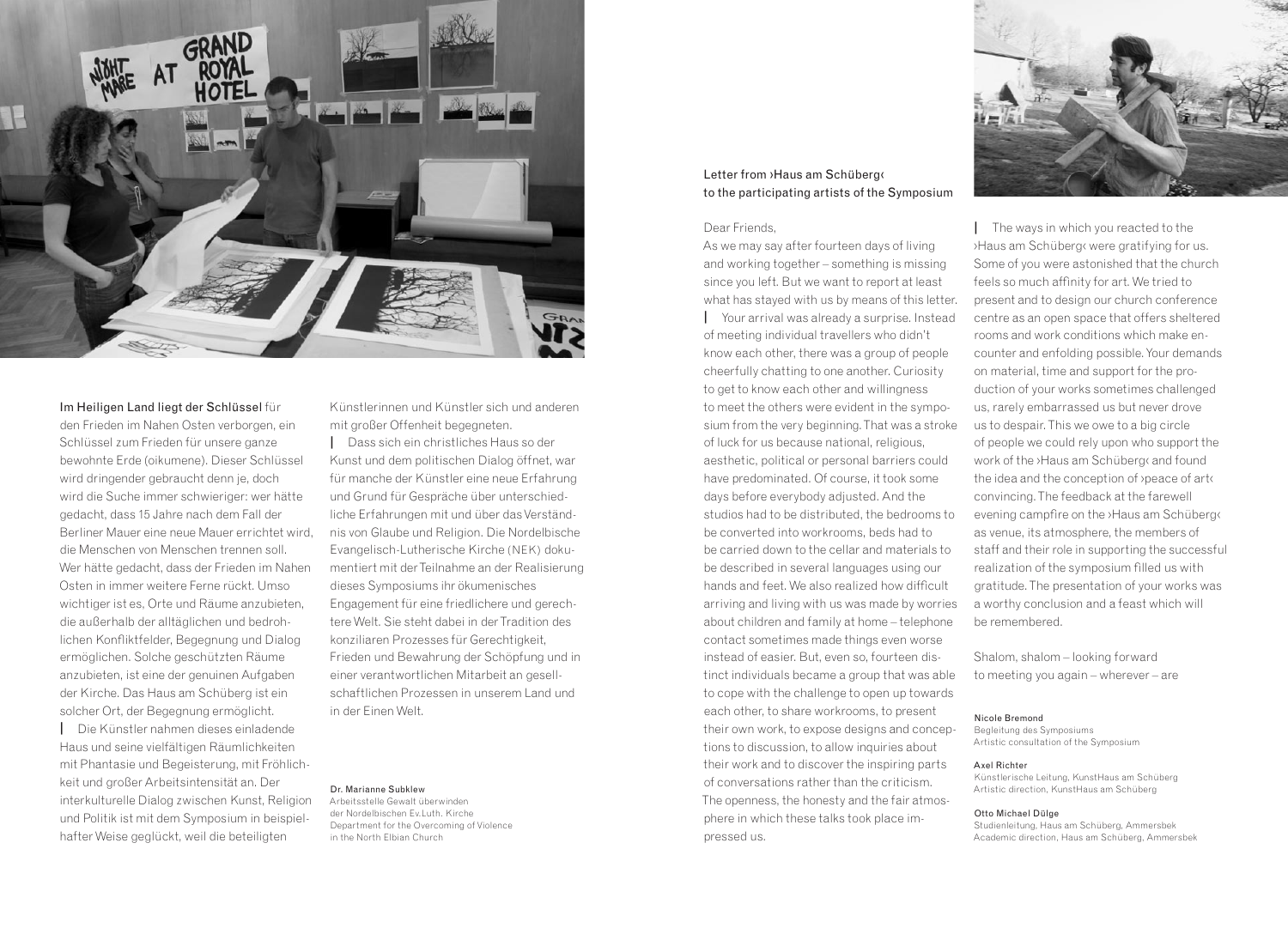**Im Heiligen Land liegt der Schlüssel** für den Frieden im Nahen Osten verborgen, ein Schlüssel zum Frieden für unsere ganze bewohnte Erde (oikumene). Dieser Schlüssel wird dringender gebraucht denn je, doch wird die Suche immer schwieriger: wer hätte gedacht, dass 15 Jahre nach dem Fall der Berliner Mauer eine neue Mauer errichtet wird, die Menschen von Menschen trennen soll. Wer hätte gedacht, dass der Frieden im Nahen Osten in immer weitere Ferne rückt. Umso wichtiger ist es, Orte und Räume anzubieten, die außerhalb der alltäglichen und bedrohlichen Konfliktfelder, Begegnung und Dialog ermöglichen. Solche geschützten Räume anzubieten, ist eine der genuinen Aufgaben der Kirche. Das Haus am Schüberg ist ein solcher Ort, der Begegnung ermöglicht.

| Die Künstler nahmen dieses einladende Haus und seine vielfältigen Räumlichkeiten mit Phantasie und Begeisterung, mit Fröhlichkeit und großer Arbeitsintensität an. Der interkulturelle Dialog zwischen Kunst, Religion und Politik ist mit dem Symposium in beispielhafter Weise geglückt, weil die beteiligten Künstlerinnen und Künstler sich und anderen mit großer Offenheit begegneten.

| Dass sich ein christliches Haus so der Kunst und dem politischen Dialog öffnet, war für manche der Künstler eine neue Erfahrung und Grund für Gespräche über unterschiedliche Erfahrungen mit und über das Verständnis von Glaube und Religion. Die Nordelbische Evangelisch-Lutherische Kirche (NEK) dokumentiert mit der Teilnahme an der Realisierung dieses Symposiums ihr ökumenisches Engagement für eine friedlichere und gerechtere Welt. Sie steht dabei in der Tradition des konziliaren Prozesses für Gerechtigkeit, Frieden und Bewahrung der Schöpfung und in einer verantwortlichen Mitarbeit an gesellschaftlichen Prozessen in unserem Land und in der Einen Welt.

**Dr. Marianne Subklew**
Arbeitsstelle Gewalt überwinden
der Nordelbischen Ev.Luth. Kirche
Department for the Overcoming of Violence
in the North Elbian Church

Letter from ›Haus am Schüberg‹
to the participating artists of the Symposium

Dear Friends,

As we may say after fourteen days of living and working together – something is missing since you left. But we want to report at least what has stayed with us by means of this letter.

| Your arrival was already a surprise. Instead of meeting individual travellers who didn't know each other, there was a group of people cheerfully chatting to one another. Curiosity to get to know each other and willingness to meet the others were evident in the symposium from the very beginning. That was a stroke of luck for us because national, religious, aesthetic, political or personal barriers could have predominated. Of course, it took some days before everybody adjusted. And the studios had to be distributed, the bedrooms to be converted into workrooms, beds had to be carried down to the cellar and materials to be described in several languages using our hands and feet. We also realized how difficult arriving and living with us was made by worries about children and family at home – telephone contact sometimes made things even worse instead of easier. But, even so, fourteen distinct individuals became a group that was able to cope with the challenge to open up towards each other, to share workrooms, to present their own work, to expose designs and conceptions to discussion, to allow inquiries about their work and to discover the inspiring parts of conversations rather than the criticism. The openness, the honesty and the fair atmosphere in which these talks took place impressed us.

| The ways in which you reacted to the ›Haus am Schüberg‹ were gratifying for us. Some of you were astonished that the church feels so much affinity for art. We tried to present and to design our church conference centre as an open space that offers sheltered rooms and work conditions which make encounter and enfolding possible. Your demands on material, time and support for the production of your works sometimes challenged us, rarely embarrassed us but never drove us to despair. This we owe to a big circle of people we could rely upon who support the work of the ›Haus am Schüberg‹ and found the idea and the conception of ›peace of art‹ convincing. The feedback at the farewell evening campfire on the ›Haus am Schüberg‹ as venue, its atmosphere, the members of staff and their role in supporting the successful realization of the symposium filled us with gratitude. The presentation of your works was a worthy conclusion and a feast which will be remembered.

Shalom, shalom – looking forward to meeting you again – wherever – are

**Nicole Bremond**
Begleitung des Symposiums
Artistic consultation of the Symposium

**Axel Richter**
Künstlerische Leitung, KunstHaus am Schüberg
Artistic direction, KunstHaus am Schüberg

**Otto Michael Dülge**
Studienleitung, Haus am Schüberg, Ammersbek
Academic direction, Haus am Schüberg, Ammersbek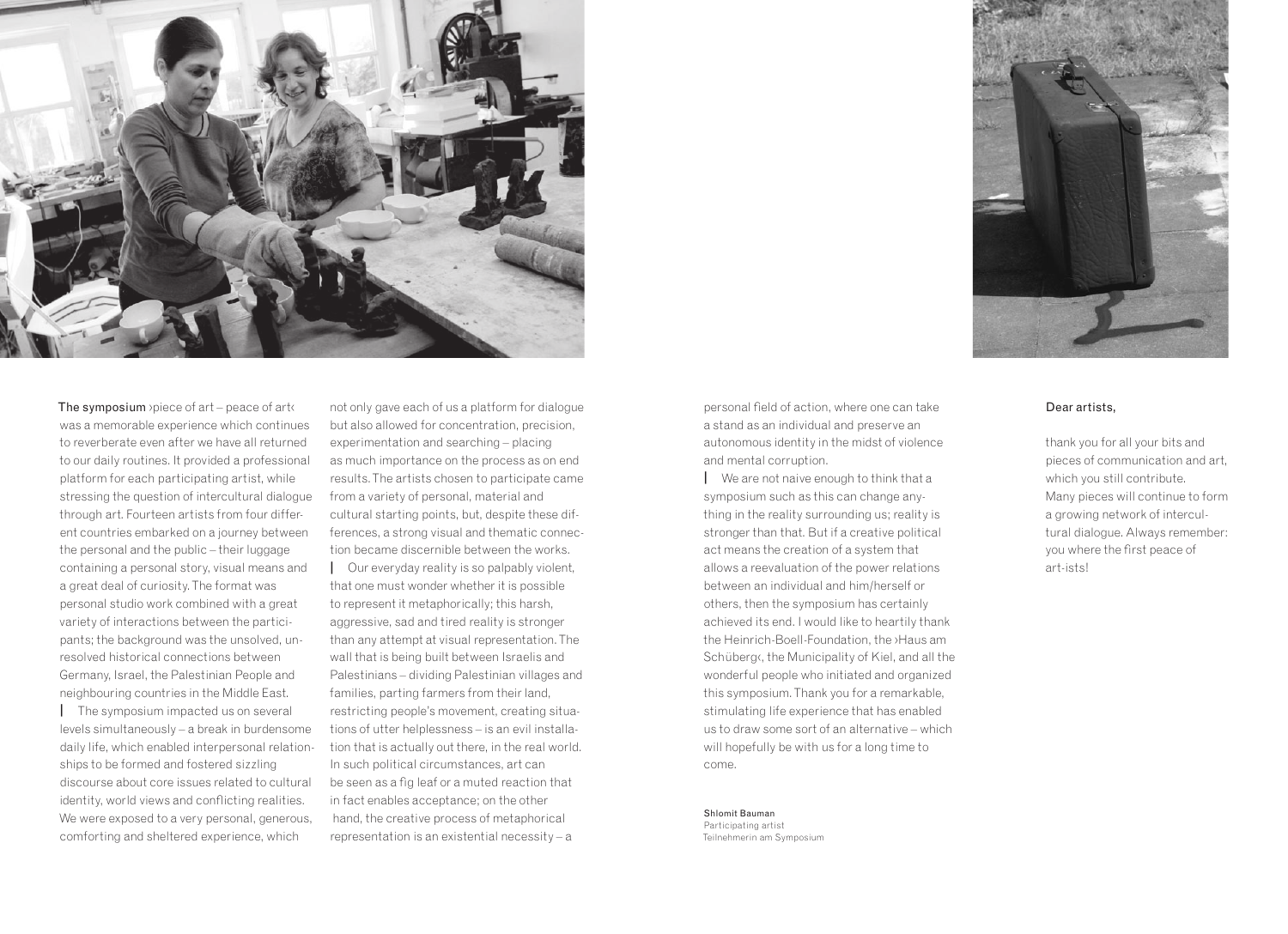**The symposium** ›piece of art – peace of art‹ was a memorable experience which continues to reverberate even after we have all returned to our daily routines. It provided a professional platform for each participating artist, while stressing the question of intercultural dialogue through art. Fourteen artists from four different countries embarked on a journey between the personal and the public – their luggage containing a personal story, visual means and a great deal of curiosity. The format was personal studio work combined with a great variety of interactions between the participants; the background was the unsolved, unresolved historical connections between Germany, Israel, the Palestinian People and neighbouring countries in the Middle East.

The symposium impacted us on several levels simultaneously – a break in burdensome daily life, which enabled interpersonal relationships to be formed and fostered sizzling discourse about core issues related to cultural identity, world views and conflicting realities. We were exposed to a very personal, generous, comforting and sheltered experience, which not only gave each of us a platform for dialogue but also allowed for concentration, precision, experimentation and searching – placing as much importance on the process as on end results. The artists chosen to participate came from a variety of personal, material and cultural starting points, but, despite these differences, a strong visual and thematic connection became discernible between the works.

Our everyday reality is so palpably violent, that one must wonder whether it is possible to represent it metaphorically; this harsh, aggressive, sad and tired reality is stronger than any attempt at visual representation. The wall that is being built between Israelis and Palestinians – dividing Palestinian villages and families, parting farmers from their land, restricting people's movement, creating situations of utter helplessness – is an evil installation that is actually out there, in the real world. In such political circumstances, art can be seen as a fig leaf or a muted reaction that in fact enables acceptance; on the other hand, the creative process of metaphorical representation is an existential necessity – a personal field of action, where one can take a stand as an individual and preserve an autonomous identity in the midst of violence and mental corruption.

We are not naive enough to think that a symposium such as this can change anything in the reality surrounding us; reality is stronger than that. But if a creative political act means the creation of a system that allows a reevaluation of the power relations between an individual and him/herself or others, then the symposium has certainly achieved its end. I would like to heartily thank the Heinrich-Boell-Foundation, the ›Haus am Schüberg‹, the Municipality of Kiel, and all the wonderful people who initiated and organized this symposium. Thank you for a remarkable, stimulating life experience that has enabled us to draw some sort of an alternative – which will hopefully be with us for a long time to come.

Shlomit Bauman
Participating artist
Teilnehmerin am Symposium

Dear artists,

thank you for all your bits and pieces of communication and art, which you still contribute. Many pieces will continue to form a growing network of intercultural dialogue. Always remember: you where the first peace of art-ists!